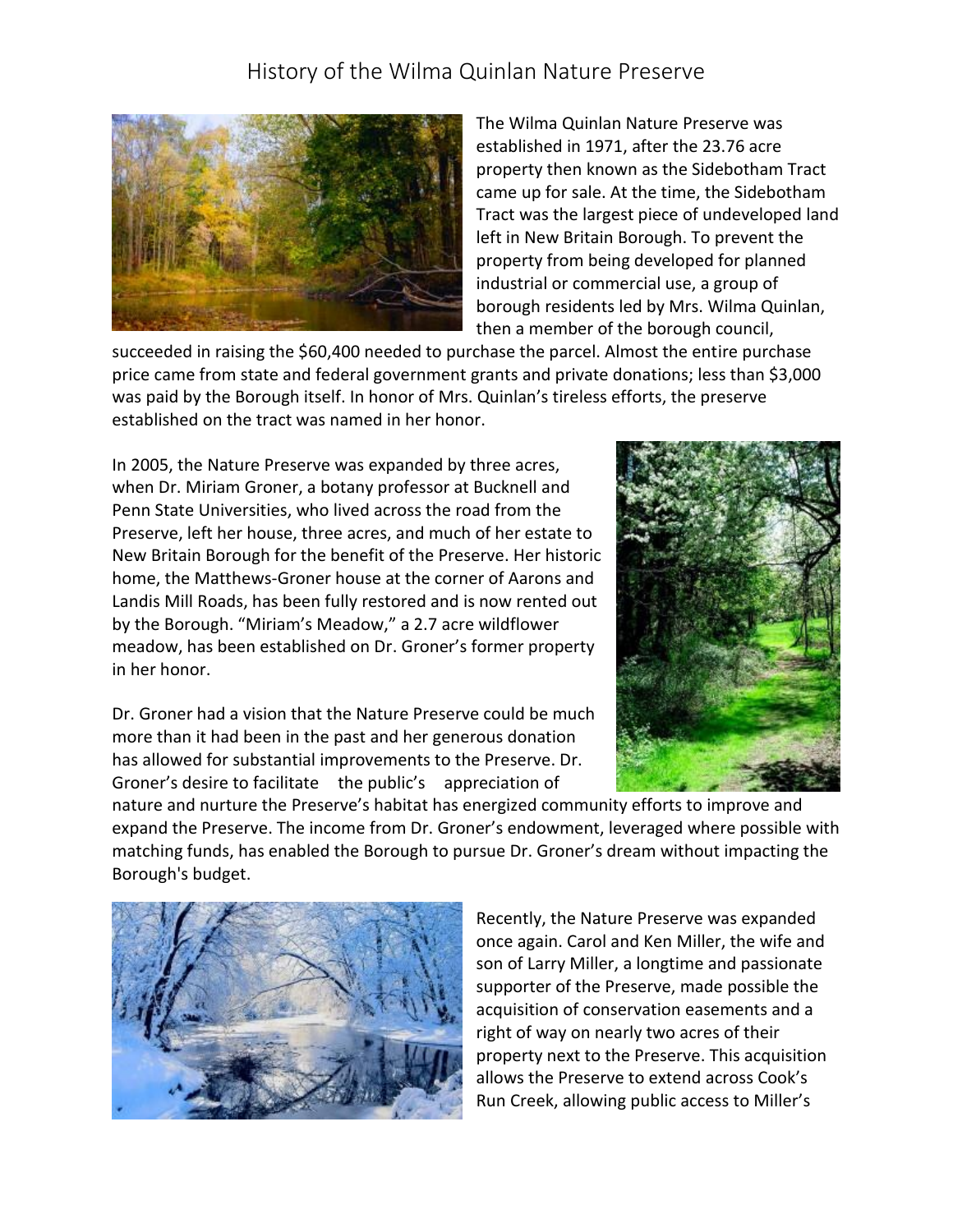# History of the Wilma Quinlan Nature Preserve

The Wilma Quinlan Nature Preserve was established in 1971, after the 23.76 acre property then known as the Sidebotham Tract came up for sale. At the time, the Sidebotham Tract was the largest piece of undeveloped land left in New Britain Borough. To prevent the property from being developed for planned industrial or commercial use, a group of borough residents led by Mrs. Wilma Quinlan, then a member of the borough council, succeeded in raising the $60,400 needed to purchase the parcel. Almost the entire purchase price came from state and federal government grants and private donations; less than $3,000 was paid by the Borough itself. In honor of Mrs. Quinlan's tireless efforts, the preserve established on the tract was named in her honor.

In 2005, the Nature Preserve was expanded by three acres, when Dr. Miriam Groner, a botany professor at Bucknell and Penn State Universities, who lived across the road from the Preserve, left her house, three acres, and much of her estate to New Britain Borough for the benefit of the Preserve. Her historic home, the Matthews-Groner house at the corner of Aarons and Landis Mill Roads, has been fully restored and is now rented out by the Borough. "Miriam's Meadow," a 2.7 acre wildflower meadow, has been established on Dr. Groner's former property in her honor.

Dr. Groner had a vision that the Nature Preserve could be much more than it had been in the past and her generous donation has allowed for substantial improvements to the Preserve. Dr. Groner's desire to facilitate the public's appreciation of nature and nurture the Preserve's habitat has energized community efforts to improve and expand the Preserve. The income from Dr. Groner's endowment, leveraged where possible with matching funds, has enabled the Borough to pursue Dr. Groner's dream without impacting the Borough's budget.

Recently, the Nature Preserve was expanded once again. Carol and Ken Miller, the wife and son of Larry Miller, a longtime and passionate supporter of the Preserve, made possible the acquisition of conservation easements and a right of way on nearly two acres of their property next to the Preserve. This acquisition allows the Preserve to extend across Cook's Run Creek, allowing public access to Miller's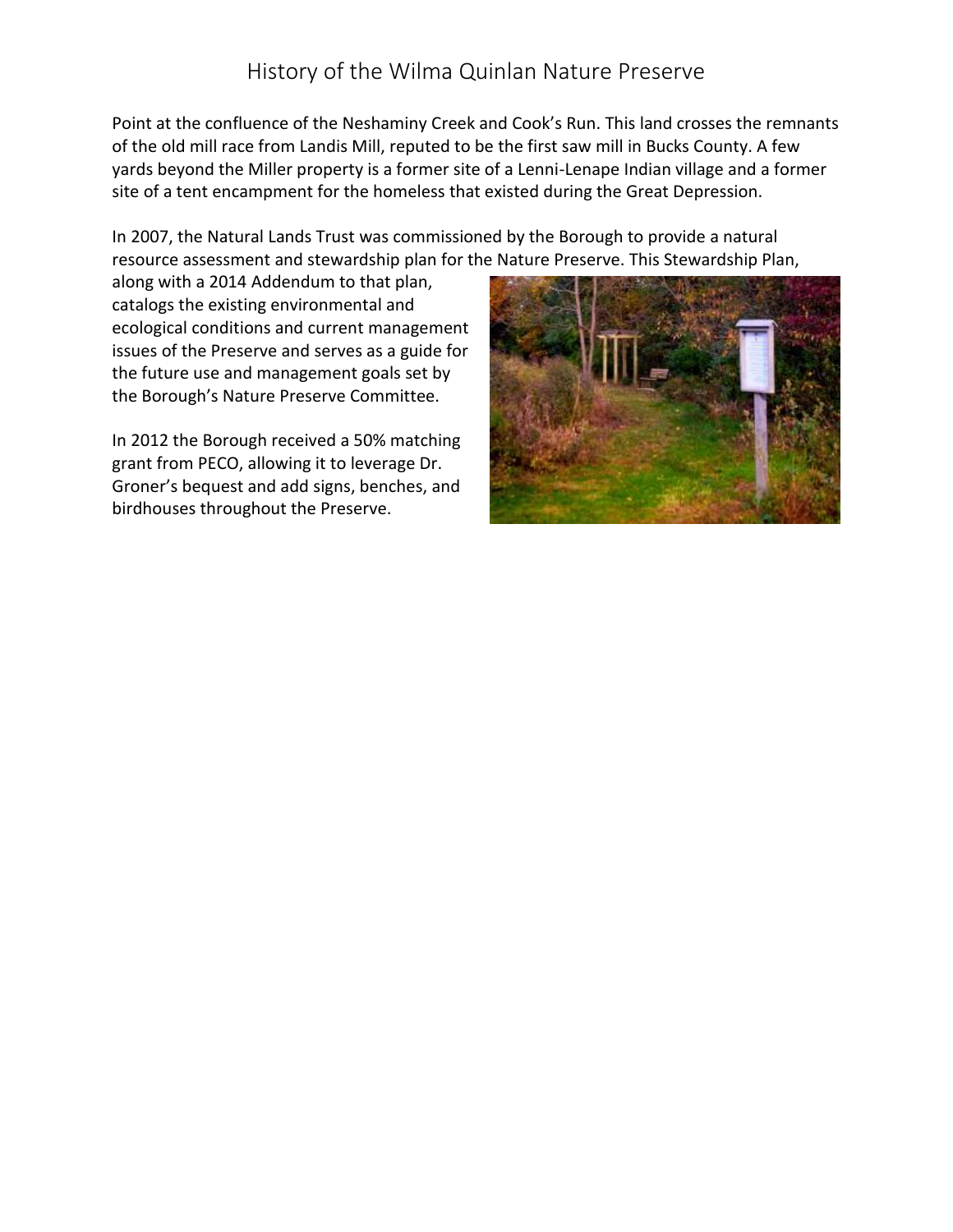Point at the confluence of the Neshaminy Creek and Cook's Run. This land crosses the remnants of the old mill race from Landis Mill, reputed to be the first saw mill in Bucks County. A few yards beyond the Miller property is a former site of a Lenni-Lenape Indian village and a former site of a tent encampment for the homeless that existed during the Great Depression.

In 2007, the Natural Lands Trust was commissioned by the Borough to provide a natural resource assessment and stewardship plan for the Nature Preserve. This Stewardship Plan, along with a 2014 Addendum to that plan, catalogs the existing environmental and ecological conditions and current management issues of the Preserve and serves as a guide for the future use and management goals set by the Borough's Nature Preserve Committee.

In 2012 the Borough received a 50% matching grant from PECO, allowing it to leverage Dr. Groner's bequest and add signs, benches, and birdhouses throughout the Preserve.